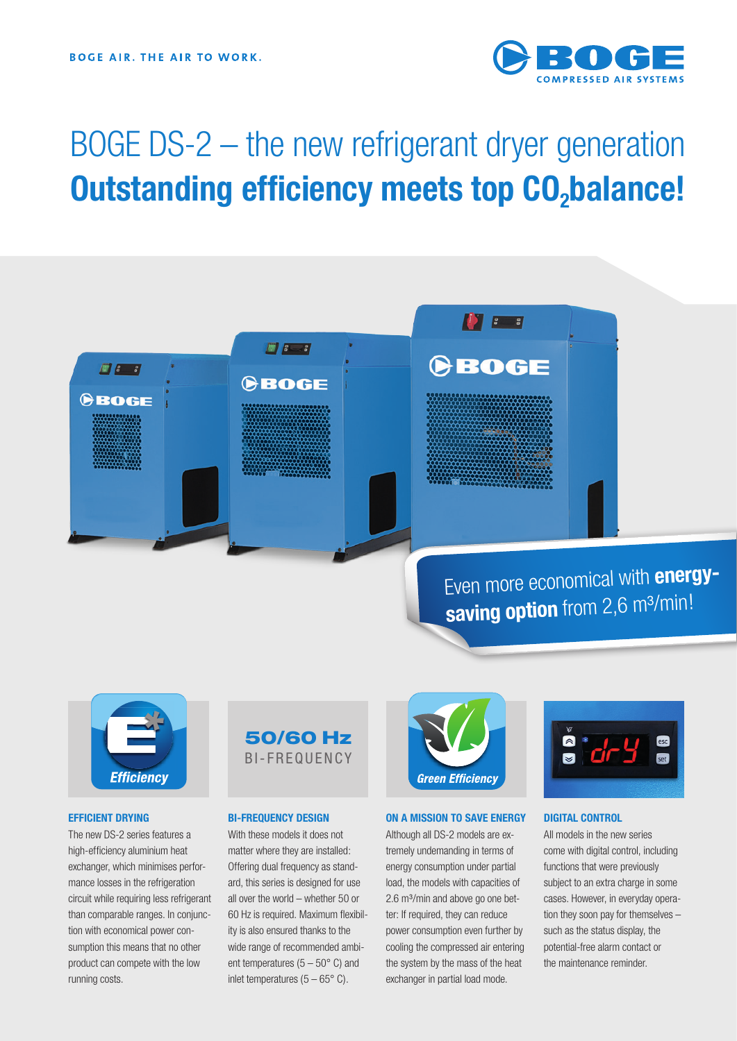BOGE AIR. THE AIR TO WORK.

# BOGE DS-2 – the new refrigerant dryer generation
# Outstanding efficiency meets top $CO_2$ balance!

Even more economical with **energy-saving option** from 2,6 m³/min!

Efficiency

50/60 Hz
BI-FREQUENCY

Green Efficiency

### EFFICIENT DRYING

The new DS-2 series features a high-efficiency aluminium heat exchanger, which minimises performance losses in the refrigeration circuit while requiring less refrigerant than comparable ranges. In conjunction with economical power consumption this means that no other product can compete with the low running costs.

### BI-FREQUENCY DESIGN

With these models it does not matter where they are installed: Offering dual frequency as standard, this series is designed for use all over the world – whether 50 or 60 Hz is required. Maximum flexibility is also ensured thanks to the wide range of recommended ambient temperatures (5 – 50° C) and inlet temperatures (5 – 65° C).

### ON A MISSION TO SAVE ENERGY

Although all DS-2 models are extremely undemanding in terms of energy consumption under partial load, the models with capacities of 2.6 m³/min and above go one better: If required, they can reduce power consumption even further by cooling the compressed air entering the system by the mass of the heat exchanger in partial load mode.

### DIGITAL CONTROL

All models in the new series come with digital control, including functions that were previously subject to an extra charge in some cases. However, in everyday operation they soon pay for themselves – such as the status display, the potential-free alarm contact or the maintenance reminder.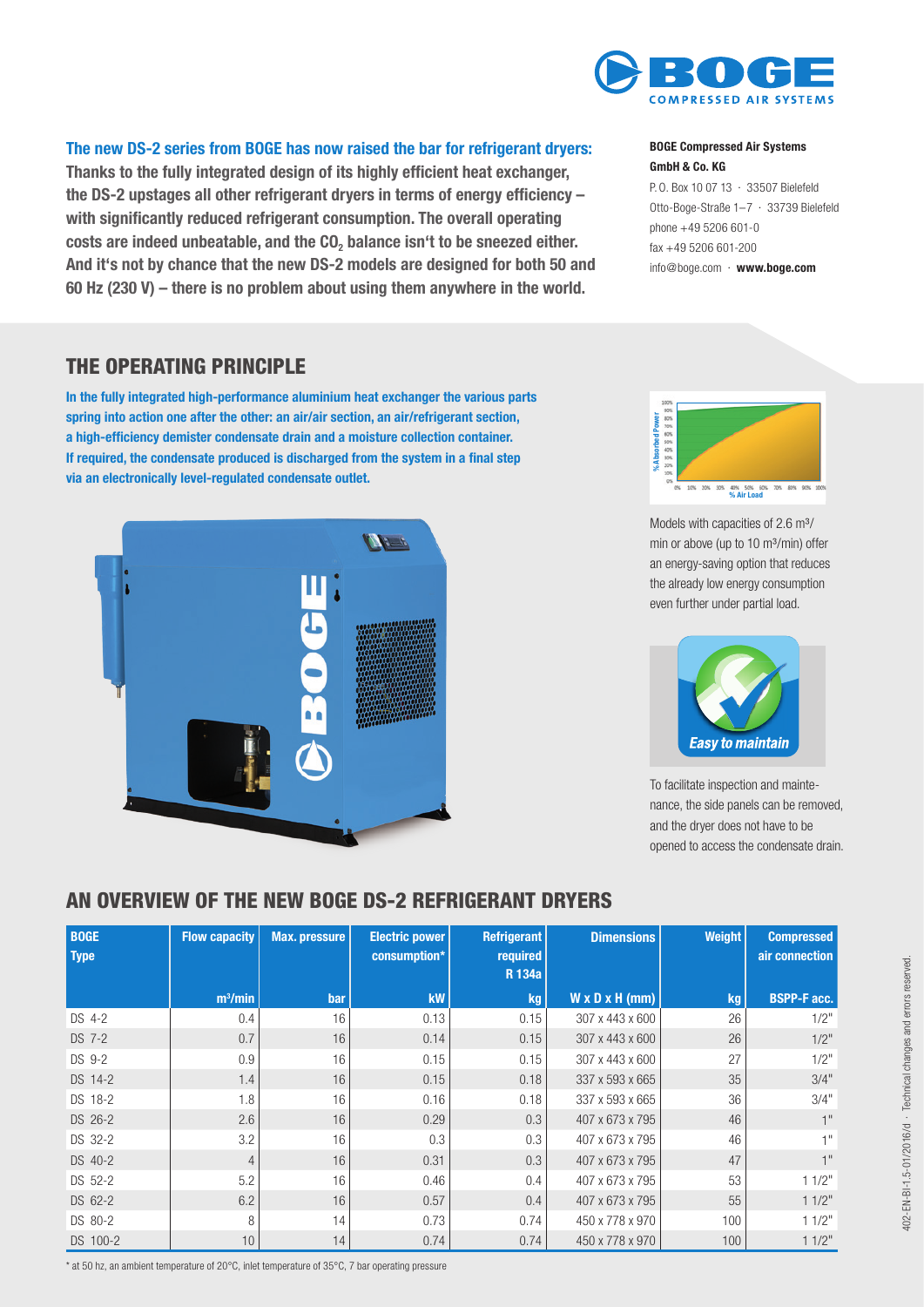The new DS-2 series from BOGE has now raised the bar for refrigerant dryers:

**Thanks to the fully integrated design of its highly efficient heat exchanger, the DS-2 upstages all other refrigerant dryers in terms of energy efficiency – with significantly reduced refrigerant consumption. The overall operating costs are indeed unbeatable, and the $CO_2$ balance isn't to be sneezed either. And it's not by chance that the new DS-2 models are designed for both 50 and 60 Hz (230 V) – there is no problem about using them anywhere in the world.**

**BOGE Compressed Air Systems GmbH & Co. KG**

P. O. Box 10 07 13 · 33507 Bielefeld
Otto-Boge-Straße 1–7 · 33739 Bielefeld
phone +49 5206 601-0
fax +49 5206 601-200
info@boge.com · **www.boge.com**

## THE OPERATING PRINCIPLE

**In the fully integrated high-performance aluminium heat exchanger the various parts spring into action one after the other: an air/air section, an air/refrigerant section, a high-efficiency demister condensate drain and a moisture collection container. If required, the condensate produced is discharged from the system in a final step via an electronically level-regulated condensate outlet.**

% Absorbed Power
% Air Load

Models with capacities of 2.6 m³/min or above (up to 10 m³/min) offer an energy-saving option that reduces the already low energy consumption even further under partial load.

Easy to maintain

To facilitate inspection and maintenance, the side panels can be removed, and the dryer does not have to be opened to access the condensate drain.

## AN OVERVIEW OF THE NEW BOGE DS-2 REFRIGERANT DRYERS

| BOGE Type | Flow capacity | Max. pressure | Electric power consumption* | Refrigerant required R 134a | Dimensions | Weight | Compressed air connection |
|---|---|---|---|---|---|---|---|
| | m³/min | bar | kW | kg | W x D x H (mm) | kg | BSPP-F acc. |
| DS 4-2 | 0.4 | 16 | 0.13 | 0.15 | 307 x 443 x 600 | 26 | 1/2" |
| DS 7-2 | 0.7 | 16 | 0.14 | 0.15 | 307 x 443 x 600 | 26 | 1/2" |
| DS 9-2 | 0.9 | 16 | 0.15 | 0.15 | 307 x 443 x 600 | 27 | 1/2" |
| DS 14-2 | 1.4 | 16 | 0.15 | 0.18 | 337 x 593 x 665 | 35 | 3/4" |
| DS 18-2 | 1.8 | 16 | 0.16 | 0.18 | 337 x 593 x 665 | 36 | 3/4" |
| DS 26-2 | 2.6 | 16 | 0.29 | 0.3 | 407 x 673 x 795 | 46 | 1" |
| DS 32-2 | 3.2 | 16 | 0.3 | 0.3 | 407 x 673 x 795 | 46 | 1" |
| DS 40-2 | 4 | 16 | 0.31 | 0.3 | 407 x 673 x 795 | 47 | 1" |
| DS 52-2 | 5.2 | 16 | 0.46 | 0.4 | 407 x 673 x 795 | 53 | 1 1/2" |
| DS 62-2 | 6.2 | 16 | 0.57 | 0.4 | 407 x 673 x 795 | 55 | 1 1/2" |
| DS 80-2 | 8 | 14 | 0.73 | 0.74 | 450 x 778 x 970 | 100 | 1 1/2" |
| DS 100-2 | 10 | 14 | 0.74 | 0.74 | 450 x 778 x 970 | 100 | 1 1/2" |

* at 50 hz, an ambient temperature of 20°C, inlet temperature of 35°C, 7 bar operating pressure

402-EN-BI-1.5-01/2016/d · Technical changes and errors reserved.